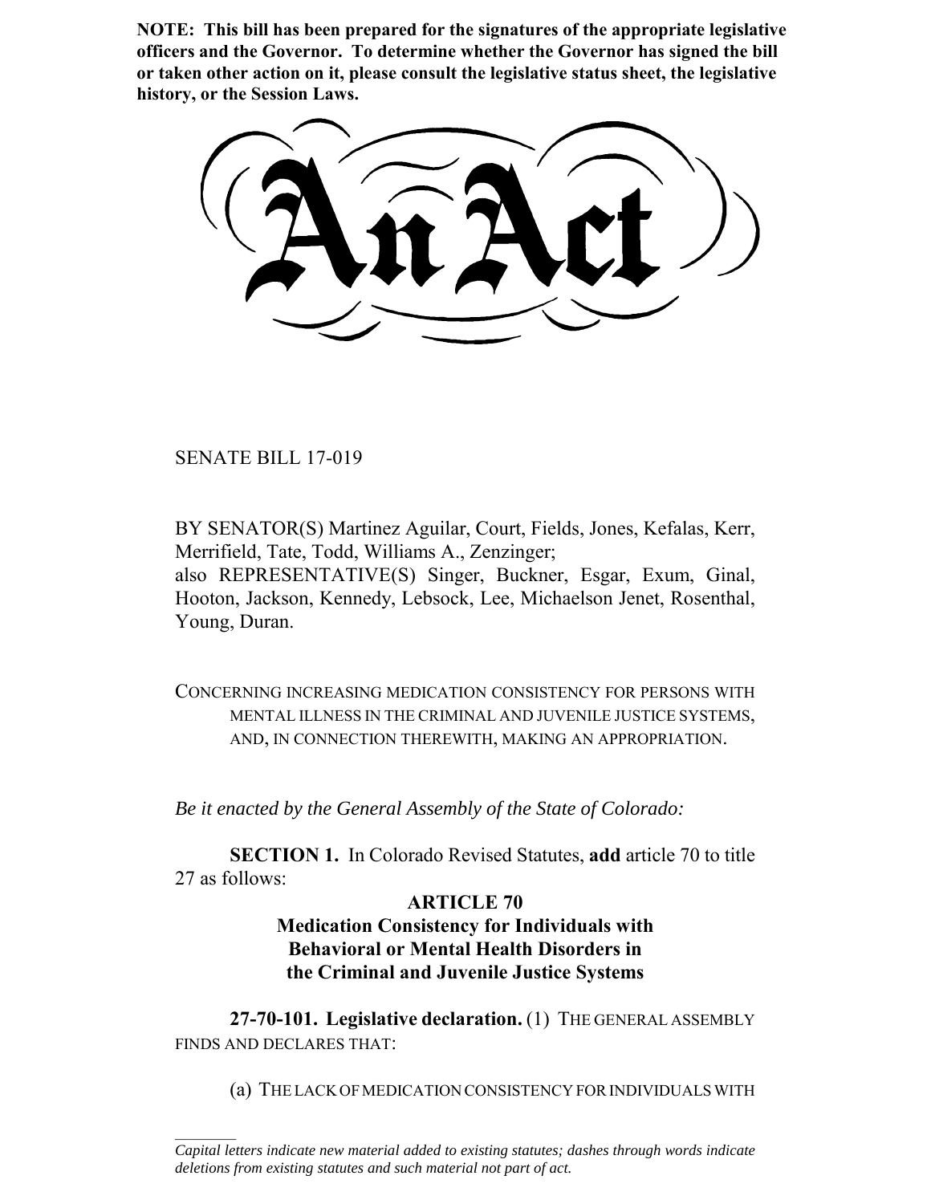**NOTE: This bill has been prepared for the signatures of the appropriate legislative officers and the Governor. To determine whether the Governor has signed the bill or taken other action on it, please consult the legislative status sheet, the legislative history, or the Session Laws.**

# An Act

SENATE BILL 17-019

BY SENATOR(S) Martinez Aguilar, Court, Fields, Jones, Kefalas, Kerr, Merrifield, Tate, Todd, Williams A., Zenzinger;
also REPRESENTATIVE(S) Singer, Buckner, Esgar, Exum, Ginal, Hooton, Jackson, Kennedy, Lebsock, Lee, Michaelson Jenet, Rosenthal, Young, Duran.

CONCERNING INCREASING MEDICATION CONSISTENCY FOR PERSONS WITH MENTAL ILLNESS IN THE CRIMINAL AND JUVENILE JUSTICE SYSTEMS, AND, IN CONNECTION THEREWITH, MAKING AN APPROPRIATION.

*Be it enacted by the General Assembly of the State of Colorado:*

**SECTION 1.** In Colorado Revised Statutes, **add** article 70 to title 27 as follows:

## ARTICLE 70
## Medication Consistency for Individuals with Behavioral or Mental Health Disorders in the Criminal and Juvenile Justice Systems

**27-70-101. Legislative declaration.** (1) THE GENERAL ASSEMBLY FINDS AND DECLARES THAT:

(a) THE LACK OF MEDICATION CONSISTENCY FOR INDIVIDUALS WITH

---

*Capital letters indicate new material added to existing statutes; dashes through words indicate deletions from existing statutes and such material not part of act.*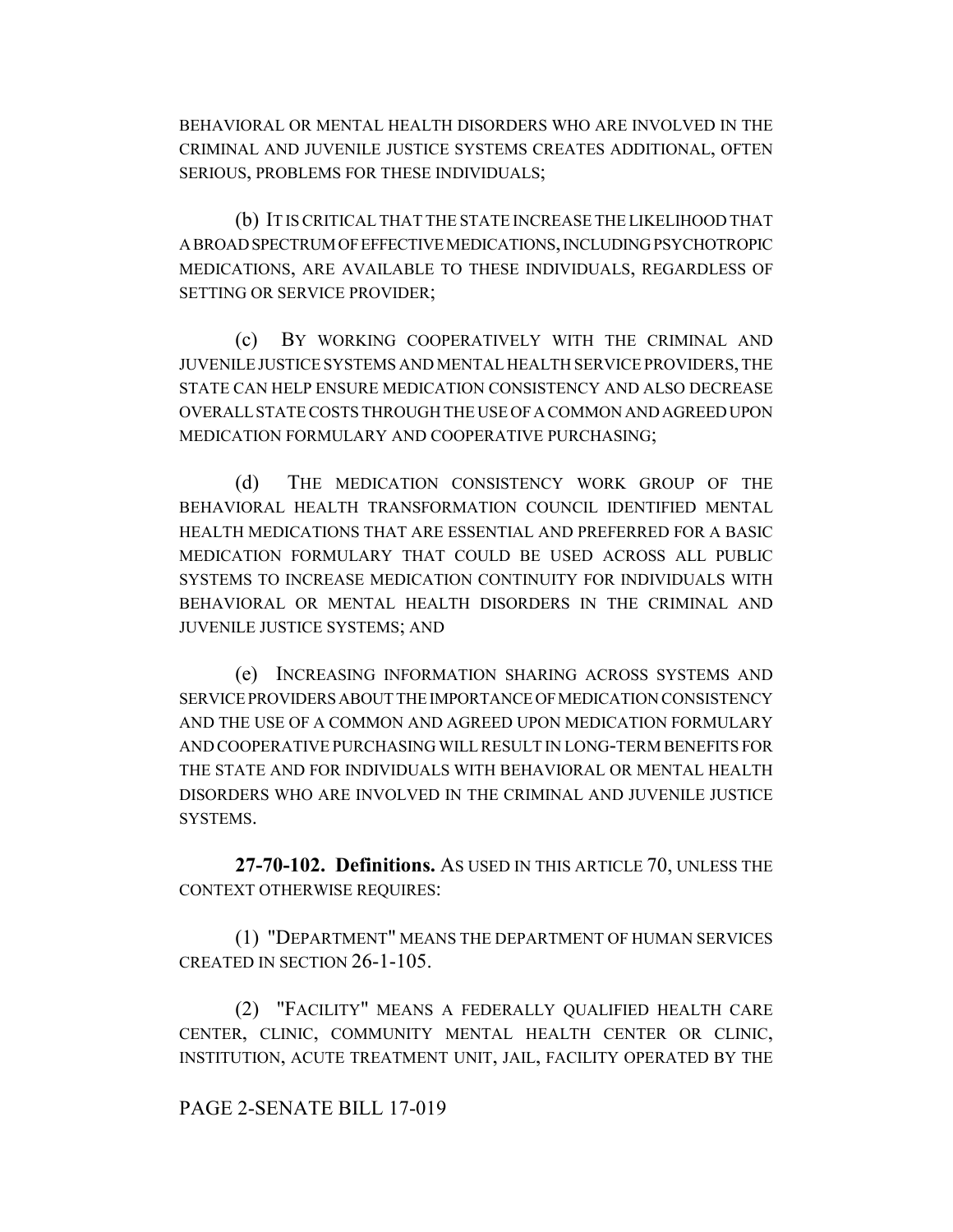BEHAVIORAL OR MENTAL HEALTH DISORDERS WHO ARE INVOLVED IN THE CRIMINAL AND JUVENILE JUSTICE SYSTEMS CREATES ADDITIONAL, OFTEN SERIOUS, PROBLEMS FOR THESE INDIVIDUALS;

(b) IT IS CRITICAL THAT THE STATE INCREASE THE LIKELIHOOD THAT A BROAD SPECTRUM OF EFFECTIVE MEDICATIONS, INCLUDING PSYCHOTROPIC MEDICATIONS, ARE AVAILABLE TO THESE INDIVIDUALS, REGARDLESS OF SETTING OR SERVICE PROVIDER;

(c) BY WORKING COOPERATIVELY WITH THE CRIMINAL AND JUVENILE JUSTICE SYSTEMS AND MENTAL HEALTH SERVICE PROVIDERS, THE STATE CAN HELP ENSURE MEDICATION CONSISTENCY AND ALSO DECREASE OVERALL STATE COSTS THROUGH THE USE OF A COMMON AND AGREED UPON MEDICATION FORMULARY AND COOPERATIVE PURCHASING;

(d) THE MEDICATION CONSISTENCY WORK GROUP OF THE BEHAVIORAL HEALTH TRANSFORMATION COUNCIL IDENTIFIED MENTAL HEALTH MEDICATIONS THAT ARE ESSENTIAL AND PREFERRED FOR A BASIC MEDICATION FORMULARY THAT COULD BE USED ACROSS ALL PUBLIC SYSTEMS TO INCREASE MEDICATION CONTINUITY FOR INDIVIDUALS WITH BEHAVIORAL OR MENTAL HEALTH DISORDERS IN THE CRIMINAL AND JUVENILE JUSTICE SYSTEMS; AND

(e) INCREASING INFORMATION SHARING ACROSS SYSTEMS AND SERVICE PROVIDERS ABOUT THE IMPORTANCE OF MEDICATION CONSISTENCY AND THE USE OF A COMMON AND AGREED UPON MEDICATION FORMULARY AND COOPERATIVE PURCHASING WILL RESULT IN LONG-TERM BENEFITS FOR THE STATE AND FOR INDIVIDUALS WITH BEHAVIORAL OR MENTAL HEALTH DISORDERS WHO ARE INVOLVED IN THE CRIMINAL AND JUVENILE JUSTICE SYSTEMS.

**27-70-102. Definitions.** AS USED IN THIS ARTICLE 70, UNLESS THE CONTEXT OTHERWISE REQUIRES:

(1) "DEPARTMENT" MEANS THE DEPARTMENT OF HUMAN SERVICES CREATED IN SECTION 26-1-105.

(2) "FACILITY" MEANS A FEDERALLY QUALIFIED HEALTH CARE CENTER, CLINIC, COMMUNITY MENTAL HEALTH CENTER OR CLINIC, INSTITUTION, ACUTE TREATMENT UNIT, JAIL, FACILITY OPERATED BY THE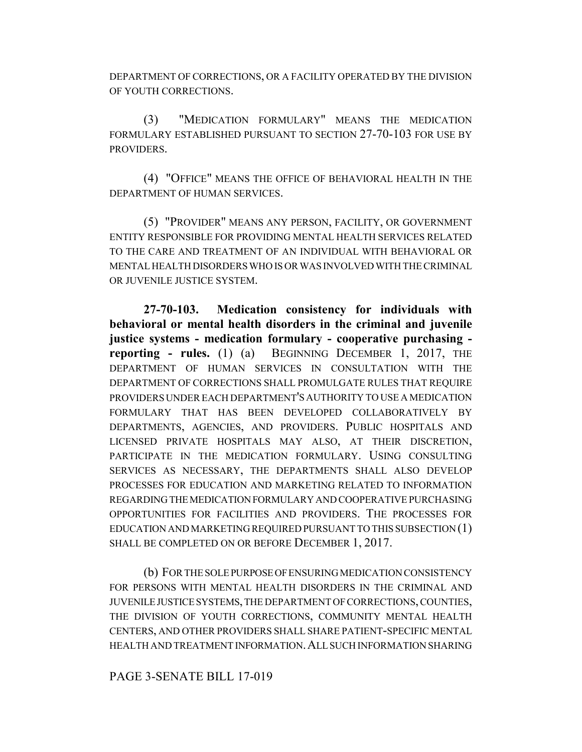DEPARTMENT OF CORRECTIONS, OR A FACILITY OPERATED BY THE DIVISION OF YOUTH CORRECTIONS.

(3) "MEDICATION FORMULARY" MEANS THE MEDICATION FORMULARY ESTABLISHED PURSUANT TO SECTION 27-70-103 FOR USE BY PROVIDERS.

(4) "OFFICE" MEANS THE OFFICE OF BEHAVIORAL HEALTH IN THE DEPARTMENT OF HUMAN SERVICES.

(5) "PROVIDER" MEANS ANY PERSON, FACILITY, OR GOVERNMENT ENTITY RESPONSIBLE FOR PROVIDING MENTAL HEALTH SERVICES RELATED TO THE CARE AND TREATMENT OF AN INDIVIDUAL WITH BEHAVIORAL OR MENTAL HEALTH DISORDERS WHO IS OR WAS INVOLVED WITH THE CRIMINAL OR JUVENILE JUSTICE SYSTEM.

**27-70-103. Medication consistency for individuals with behavioral or mental health disorders in the criminal and juvenile justice systems - medication formulary - cooperative purchasing - reporting - rules.** (1) (a) BEGINNING DECEMBER 1, 2017, THE DEPARTMENT OF HUMAN SERVICES IN CONSULTATION WITH THE DEPARTMENT OF CORRECTIONS SHALL PROMULGATE RULES THAT REQUIRE PROVIDERS UNDER EACH DEPARTMENT'S AUTHORITY TO USE A MEDICATION FORMULARY THAT HAS BEEN DEVELOPED COLLABORATIVELY BY DEPARTMENTS, AGENCIES, AND PROVIDERS. PUBLIC HOSPITALS AND LICENSED PRIVATE HOSPITALS MAY ALSO, AT THEIR DISCRETION, PARTICIPATE IN THE MEDICATION FORMULARY. USING CONSULTING SERVICES AS NECESSARY, THE DEPARTMENTS SHALL ALSO DEVELOP PROCESSES FOR EDUCATION AND MARKETING RELATED TO INFORMATION REGARDING THE MEDICATION FORMULARY AND COOPERATIVE PURCHASING OPPORTUNITIES FOR FACILITIES AND PROVIDERS. THE PROCESSES FOR EDUCATION AND MARKETING REQUIRED PURSUANT TO THIS SUBSECTION (1) SHALL BE COMPLETED ON OR BEFORE DECEMBER 1, 2017.

(b) FOR THE SOLE PURPOSE OF ENSURING MEDICATION CONSISTENCY FOR PERSONS WITH MENTAL HEALTH DISORDERS IN THE CRIMINAL AND JUVENILE JUSTICE SYSTEMS, THE DEPARTMENT OF CORRECTIONS, COUNTIES, THE DIVISION OF YOUTH CORRECTIONS, COMMUNITY MENTAL HEALTH CENTERS, AND OTHER PROVIDERS SHALL SHARE PATIENT-SPECIFIC MENTAL HEALTH AND TREATMENT INFORMATION. ALL SUCH INFORMATION SHARING

PAGE 3-SENATE BILL 17-019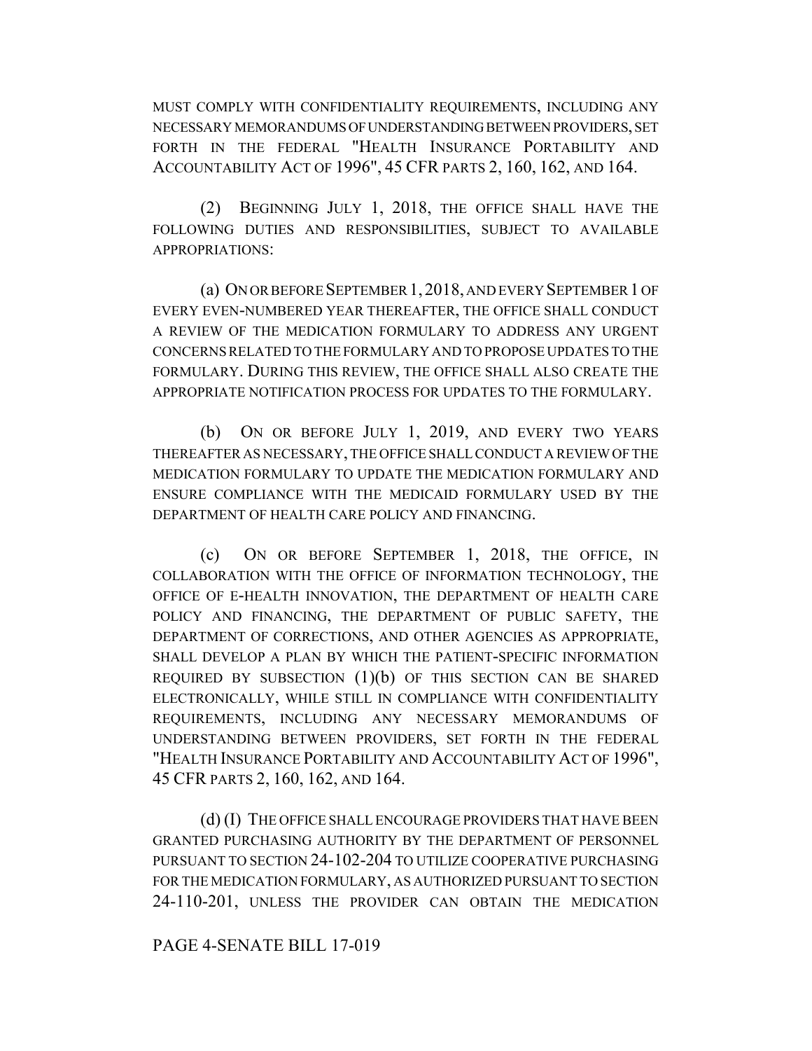MUST COMPLY WITH CONFIDENTIALITY REQUIREMENTS, INCLUDING ANY NECESSARY MEMORANDUMS OF UNDERSTANDING BETWEEN PROVIDERS, SET FORTH IN THE FEDERAL "HEALTH INSURANCE PORTABILITY AND ACCOUNTABILITY ACT OF 1996", 45 CFR PARTS 2, 160, 162, AND 164.

(2) BEGINNING JULY 1, 2018, THE OFFICE SHALL HAVE THE FOLLOWING DUTIES AND RESPONSIBILITIES, SUBJECT TO AVAILABLE APPROPRIATIONS:

(a) ON OR BEFORE SEPTEMBER 1, 2018, AND EVERY SEPTEMBER 1 OF EVERY EVEN-NUMBERED YEAR THEREAFTER, THE OFFICE SHALL CONDUCT A REVIEW OF THE MEDICATION FORMULARY TO ADDRESS ANY URGENT CONCERNS RELATED TO THE FORMULARY AND TO PROPOSE UPDATES TO THE FORMULARY. DURING THIS REVIEW, THE OFFICE SHALL ALSO CREATE THE APPROPRIATE NOTIFICATION PROCESS FOR UPDATES TO THE FORMULARY.

(b) ON OR BEFORE JULY 1, 2019, AND EVERY TWO YEARS THEREAFTER AS NECESSARY, THE OFFICE SHALL CONDUCT A REVIEW OF THE MEDICATION FORMULARY TO UPDATE THE MEDICATION FORMULARY AND ENSURE COMPLIANCE WITH THE MEDICAID FORMULARY USED BY THE DEPARTMENT OF HEALTH CARE POLICY AND FINANCING.

(c) ON OR BEFORE SEPTEMBER 1, 2018, THE OFFICE, IN COLLABORATION WITH THE OFFICE OF INFORMATION TECHNOLOGY, THE OFFICE OF E-HEALTH INNOVATION, THE DEPARTMENT OF HEALTH CARE POLICY AND FINANCING, THE DEPARTMENT OF PUBLIC SAFETY, THE DEPARTMENT OF CORRECTIONS, AND OTHER AGENCIES AS APPROPRIATE, SHALL DEVELOP A PLAN BY WHICH THE PATIENT-SPECIFIC INFORMATION REQUIRED BY SUBSECTION (1)(b) OF THIS SECTION CAN BE SHARED ELECTRONICALLY, WHILE STILL IN COMPLIANCE WITH CONFIDENTIALITY REQUIREMENTS, INCLUDING ANY NECESSARY MEMORANDUMS OF UNDERSTANDING BETWEEN PROVIDERS, SET FORTH IN THE FEDERAL "HEALTH INSURANCE PORTABILITY AND ACCOUNTABILITY ACT OF 1996", 45 CFR PARTS 2, 160, 162, AND 164.

(d) (I) THE OFFICE SHALL ENCOURAGE PROVIDERS THAT HAVE BEEN GRANTED PURCHASING AUTHORITY BY THE DEPARTMENT OF PERSONNEL PURSUANT TO SECTION 24-102-204 TO UTILIZE COOPERATIVE PURCHASING FOR THE MEDICATION FORMULARY, AS AUTHORIZED PURSUANT TO SECTION 24-110-201, UNLESS THE PROVIDER CAN OBTAIN THE MEDICATION

PAGE 4-SENATE BILL 17-019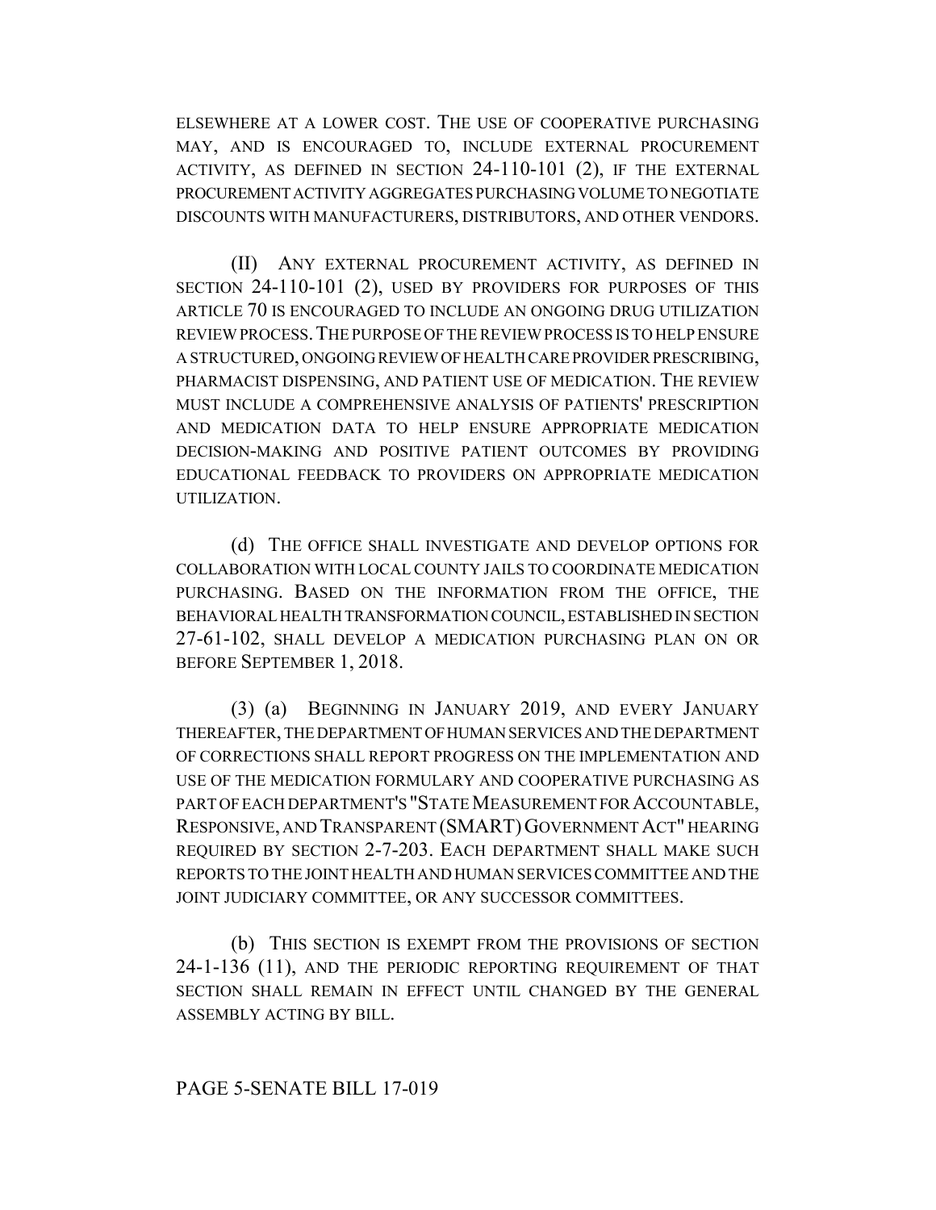ELSEWHERE AT A LOWER COST. THE USE OF COOPERATIVE PURCHASING MAY, AND IS ENCOURAGED TO, INCLUDE EXTERNAL PROCUREMENT ACTIVITY, AS DEFINED IN SECTION 24-110-101 (2), IF THE EXTERNAL PROCUREMENT ACTIVITY AGGREGATES PURCHASING VOLUME TO NEGOTIATE DISCOUNTS WITH MANUFACTURERS, DISTRIBUTORS, AND OTHER VENDORS.

(II) ANY EXTERNAL PROCUREMENT ACTIVITY, AS DEFINED IN SECTION 24-110-101 (2), USED BY PROVIDERS FOR PURPOSES OF THIS ARTICLE 70 IS ENCOURAGED TO INCLUDE AN ONGOING DRUG UTILIZATION REVIEW PROCESS. THE PURPOSE OF THE REVIEW PROCESS IS TO HELP ENSURE A STRUCTURED, ONGOING REVIEW OF HEALTH CARE PROVIDER PRESCRIBING, PHARMACIST DISPENSING, AND PATIENT USE OF MEDICATION. THE REVIEW MUST INCLUDE A COMPREHENSIVE ANALYSIS OF PATIENTS' PRESCRIPTION AND MEDICATION DATA TO HELP ENSURE APPROPRIATE MEDICATION DECISION-MAKING AND POSITIVE PATIENT OUTCOMES BY PROVIDING EDUCATIONAL FEEDBACK TO PROVIDERS ON APPROPRIATE MEDICATION UTILIZATION.

(d) THE OFFICE SHALL INVESTIGATE AND DEVELOP OPTIONS FOR COLLABORATION WITH LOCAL COUNTY JAILS TO COORDINATE MEDICATION PURCHASING. BASED ON THE INFORMATION FROM THE OFFICE, THE BEHAVIORAL HEALTH TRANSFORMATION COUNCIL, ESTABLISHED IN SECTION 27-61-102, SHALL DEVELOP A MEDICATION PURCHASING PLAN ON OR BEFORE SEPTEMBER 1, 2018.

(3) (a) BEGINNING IN JANUARY 2019, AND EVERY JANUARY THEREAFTER, THE DEPARTMENT OF HUMAN SERVICES AND THE DEPARTMENT OF CORRECTIONS SHALL REPORT PROGRESS ON THE IMPLEMENTATION AND USE OF THE MEDICATION FORMULARY AND COOPERATIVE PURCHASING AS PART OF EACH DEPARTMENT'S "STATE MEASUREMENT FOR ACCOUNTABLE, RESPONSIVE, AND TRANSPARENT (SMART) GOVERNMENT ACT" HEARING REQUIRED BY SECTION 2-7-203. EACH DEPARTMENT SHALL MAKE SUCH REPORTS TO THE JOINT HEALTH AND HUMAN SERVICES COMMITTEE AND THE JOINT JUDICIARY COMMITTEE, OR ANY SUCCESSOR COMMITTEES.

(b) THIS SECTION IS EXEMPT FROM THE PROVISIONS OF SECTION 24-1-136 (11), AND THE PERIODIC REPORTING REQUIREMENT OF THAT SECTION SHALL REMAIN IN EFFECT UNTIL CHANGED BY THE GENERAL ASSEMBLY ACTING BY BILL.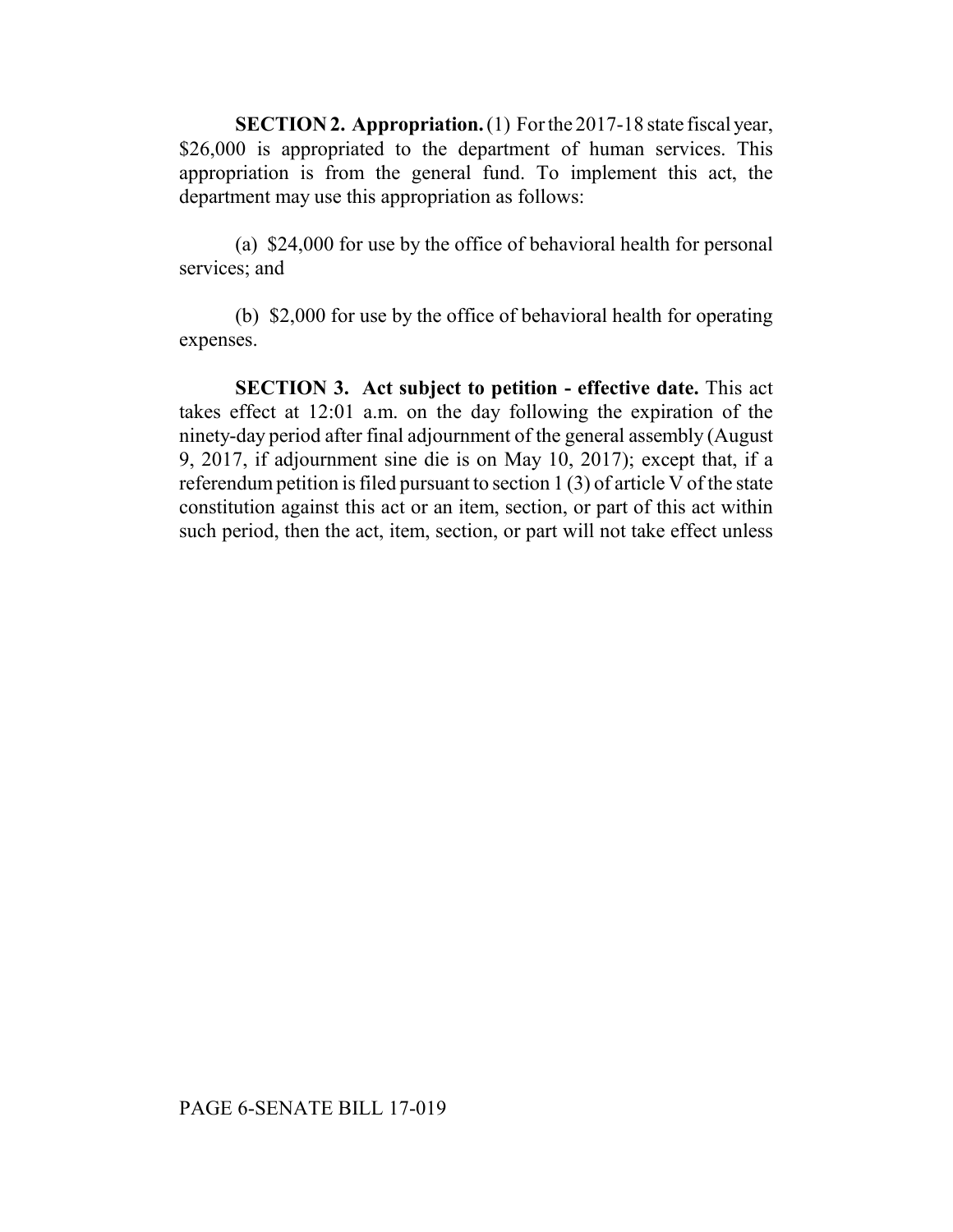**SECTION 2. Appropriation.** (1) For the 2017-18 state fiscal year, $26,000 is appropriated to the department of human services. This appropriation is from the general fund. To implement this act, the department may use this appropriation as follows:

(a) $24,000 for use by the office of behavioral health for personal services; and

(b) $2,000 for use by the office of behavioral health for operating expenses.

**SECTION 3. Act subject to petition - effective date.** This act takes effect at 12:01 a.m. on the day following the expiration of the ninety-day period after final adjournment of the general assembly (August 9, 2017, if adjournment sine die is on May 10, 2017); except that, if a referendum petition is filed pursuant to section 1 (3) of article V of the state constitution against this act or an item, section, or part of this act within such period, then the act, item, section, or part will not take effect unless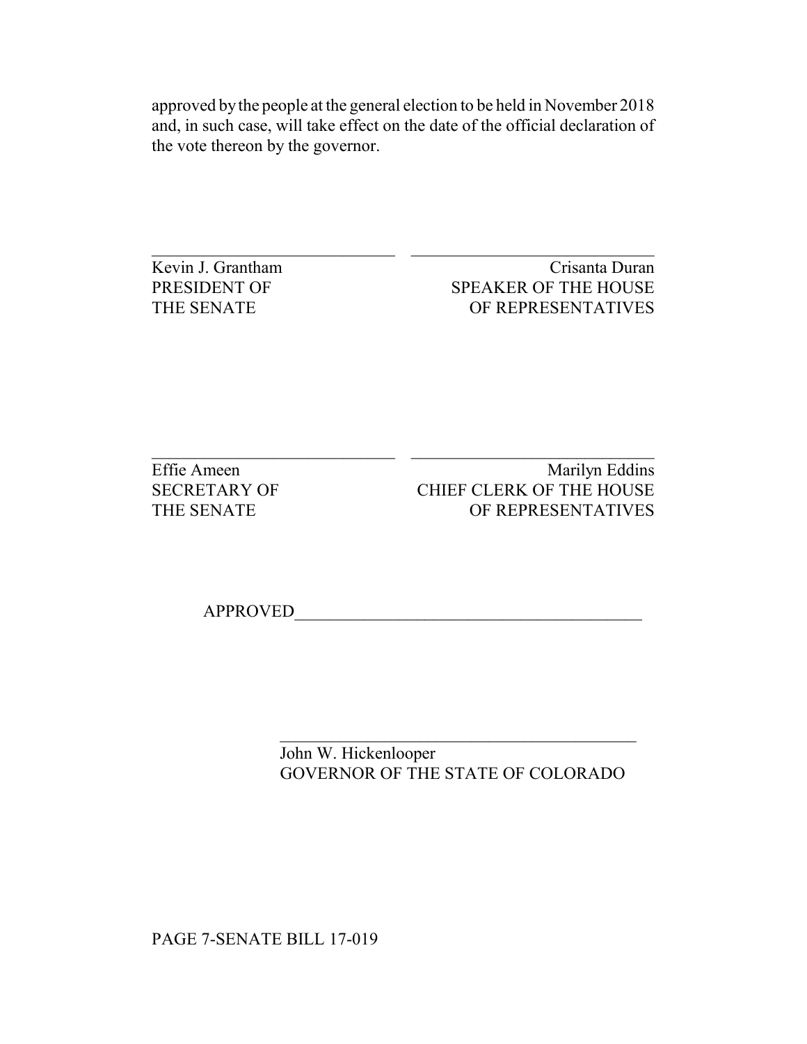approved by the people at the general election to be held in November 2018 and, in such case, will take effect on the date of the official declaration of the vote thereon by the governor.

____________________________ ____________________________

Kevin J. Grantham
PRESIDENT OF
THE SENATE

Crisanta Duran
SPEAKER OF THE HOUSE
OF REPRESENTATIVES

____________________________ ____________________________

Effie Ameen
SECRETARY OF
THE SENATE

Marilyn Eddins
CHIEF CLERK OF THE HOUSE
OF REPRESENTATIVES

APPROVED________________________________________

_________________________________________

John W. Hickenlooper
GOVERNOR OF THE STATE OF COLORADO

PAGE 7-SENATE BILL 17-019